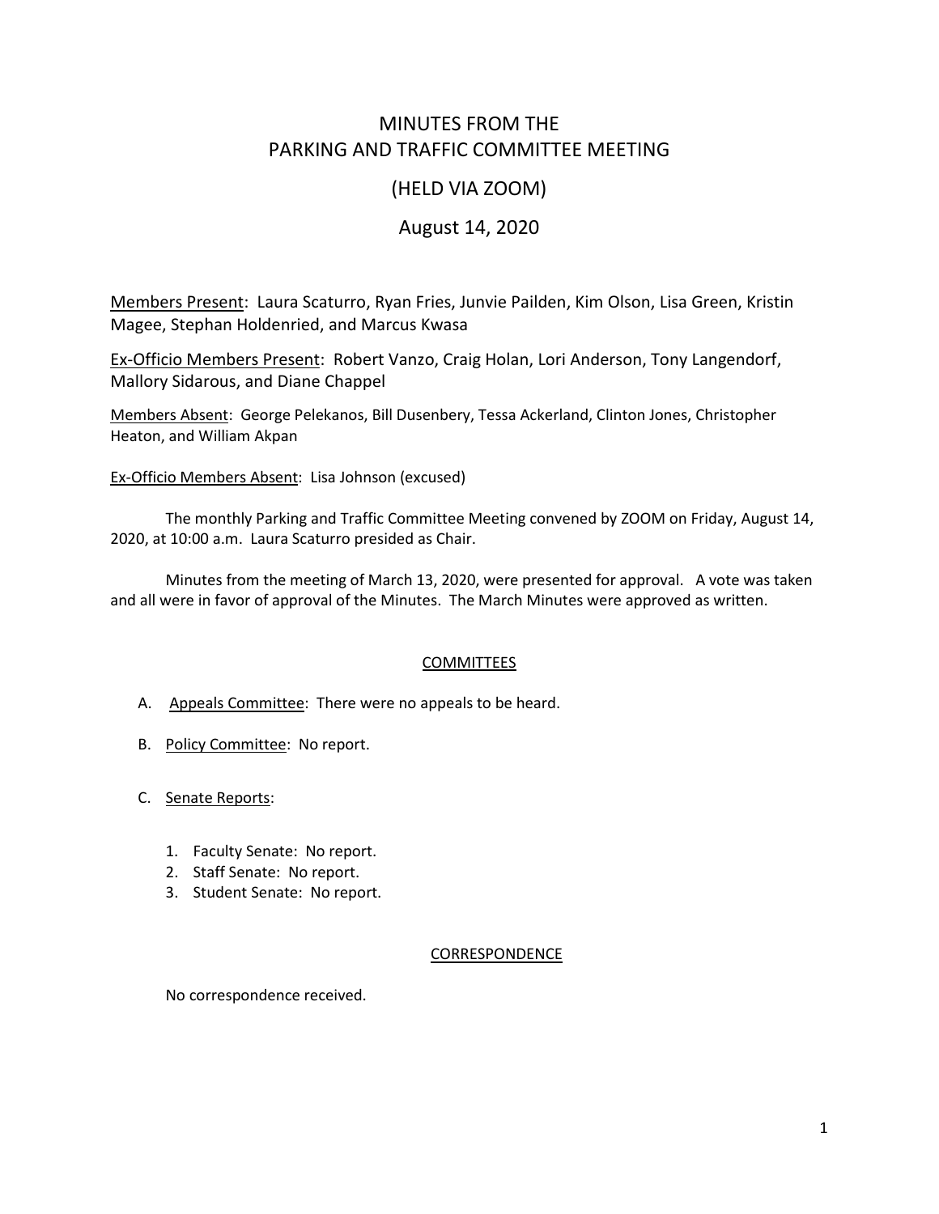# MINUTES FROM THE PARKING AND TRAFFIC COMMITTEE MEETING

## (HELD VIA ZOOM)

## August 14, 2020

Members Present: Laura Scaturro, Ryan Fries, Junvie Pailden, Kim Olson, Lisa Green, Kristin Magee, Stephan Holdenried, and Marcus Kwasa

Ex-Officio Members Present: Robert Vanzo, Craig Holan, Lori Anderson, Tony Langendorf, Mallory Sidarous, and Diane Chappel

Members Absent: George Pelekanos, Bill Dusenbery, Tessa Ackerland, Clinton Jones, Christopher Heaton, and William Akpan

Ex-Officio Members Absent: Lisa Johnson (excused)

The monthly Parking and Traffic Committee Meeting convened by ZOOM on Friday, August 14, 2020, at 10:00 a.m. Laura Scaturro presided as Chair.

Minutes from the meeting of March 13, 2020, were presented for approval. A vote was taken and all were in favor of approval of the Minutes. The March Minutes were approved as written.

### COMMITTEES

A. Appeals Committee: There were no appeals to be heard.

B. Policy Committee: No report.

C. Senate Reports:

1. Faculty Senate: No report.
2. Staff Senate: No report.
3. Student Senate: No report.

### CORRESPONDENCE

No correspondence received.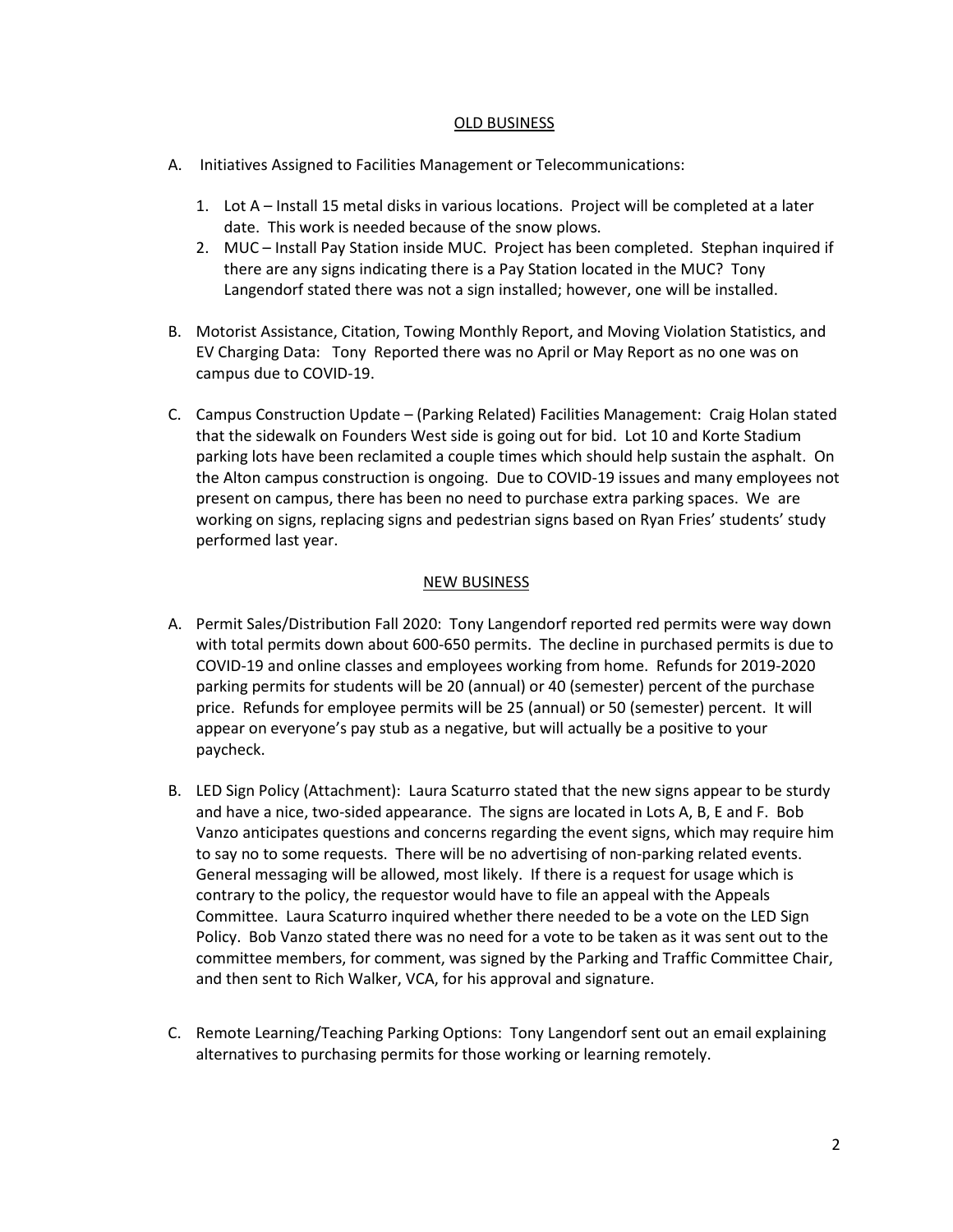## OLD BUSINESS

A. Initiatives Assigned to Facilities Management or Telecommunications:

   1. Lot A – Install 15 metal disks in various locations. Project will be completed at a later date. This work is needed because of the snow plows.
   2. MUC – Install Pay Station inside MUC. Project has been completed. Stephan inquired if there are any signs indicating there is a Pay Station located in the MUC? Tony Langendorf stated there was not a sign installed; however, one will be installed.

B. Motorist Assistance, Citation, Towing Monthly Report, and Moving Violation Statistics, and EV Charging Data: Tony Reported there was no April or May Report as no one was on campus due to COVID-19.

C. Campus Construction Update – (Parking Related) Facilities Management: Craig Holan stated that the sidewalk on Founders West side is going out for bid. Lot 10 and Korte Stadium parking lots have been reclamited a couple times which should help sustain the asphalt. On the Alton campus construction is ongoing. Due to COVID-19 issues and many employees not present on campus, there has been no need to purchase extra parking spaces. We are working on signs, replacing signs and pedestrian signs based on Ryan Fries' students' study performed last year.

## NEW BUSINESS

A. Permit Sales/Distribution Fall 2020: Tony Langendorf reported red permits were way down with total permits down about 600-650 permits. The decline in purchased permits is due to COVID-19 and online classes and employees working from home. Refunds for 2019-2020 parking permits for students will be 20 (annual) or 40 (semester) percent of the purchase price. Refunds for employee permits will be 25 (annual) or 50 (semester) percent. It will appear on everyone's pay stub as a negative, but will actually be a positive to your paycheck.

B. LED Sign Policy (Attachment): Laura Scaturro stated that the new signs appear to be sturdy and have a nice, two-sided appearance. The signs are located in Lots A, B, E and F. Bob Vanzo anticipates questions and concerns regarding the event signs, which may require him to say no to some requests. There will be no advertising of non-parking related events. General messaging will be allowed, most likely. If there is a request for usage which is contrary to the policy, the requestor would have to file an appeal with the Appeals Committee. Laura Scaturro inquired whether there needed to be a vote on the LED Sign Policy. Bob Vanzo stated there was no need for a vote to be taken as it was sent out to the committee members, for comment, was signed by the Parking and Traffic Committee Chair, and then sent to Rich Walker, VCA, for his approval and signature.

C. Remote Learning/Teaching Parking Options: Tony Langendorf sent out an email explaining alternatives to purchasing permits for those working or learning remotely.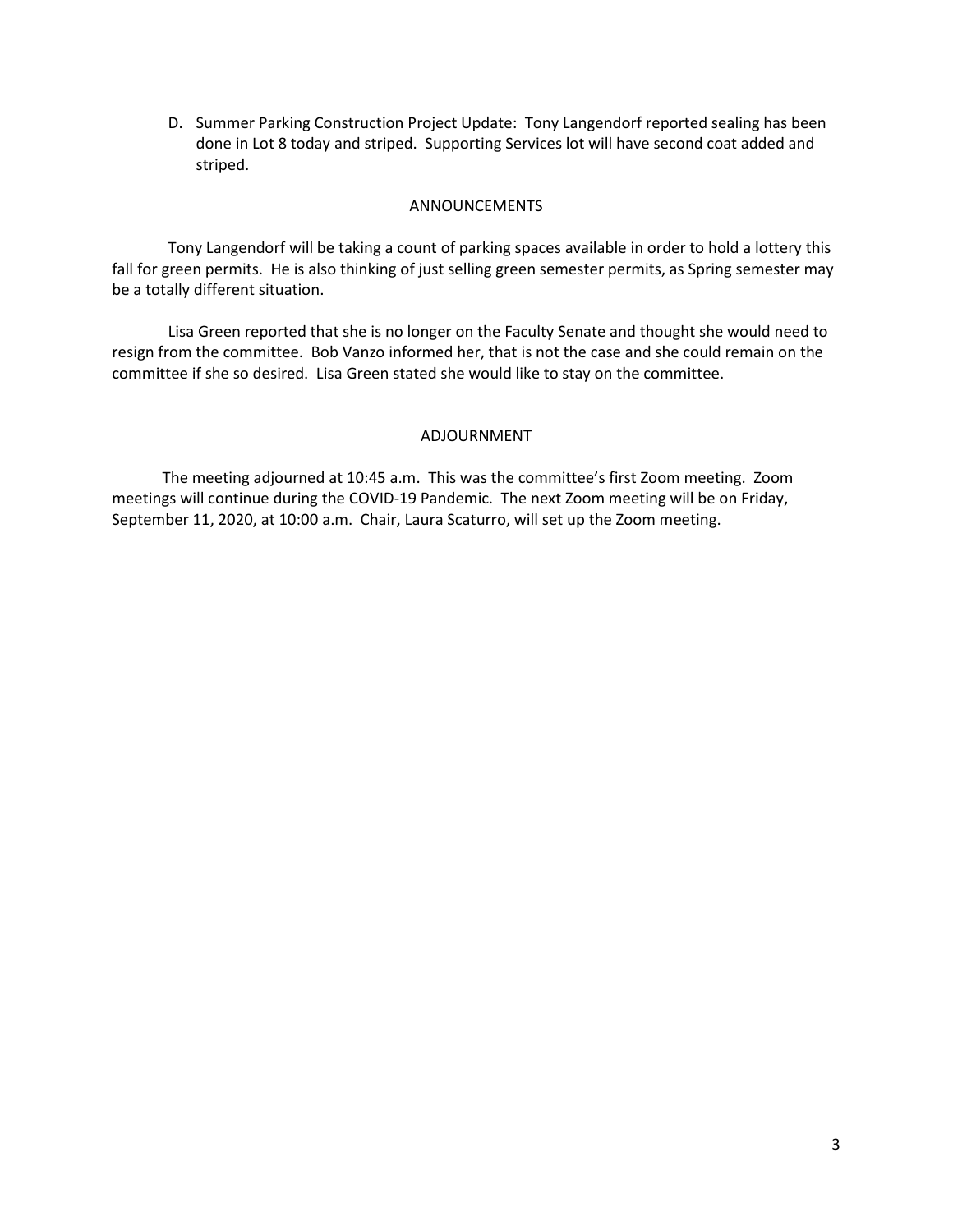D. Summer Parking Construction Project Update: Tony Langendorf reported sealing has been done in Lot 8 today and striped. Supporting Services lot will have second coat added and striped.

## ANNOUNCEMENTS

Tony Langendorf will be taking a count of parking spaces available in order to hold a lottery this fall for green permits. He is also thinking of just selling green semester permits, as Spring semester may be a totally different situation.

Lisa Green reported that she is no longer on the Faculty Senate and thought she would need to resign from the committee. Bob Vanzo informed her, that is not the case and she could remain on the committee if she so desired. Lisa Green stated she would like to stay on the committee.

## ADJOURNMENT

The meeting adjourned at 10:45 a.m. This was the committee's first Zoom meeting. Zoom meetings will continue during the COVID-19 Pandemic. The next Zoom meeting will be on Friday, September 11, 2020, at 10:00 a.m. Chair, Laura Scaturro, will set up the Zoom meeting.